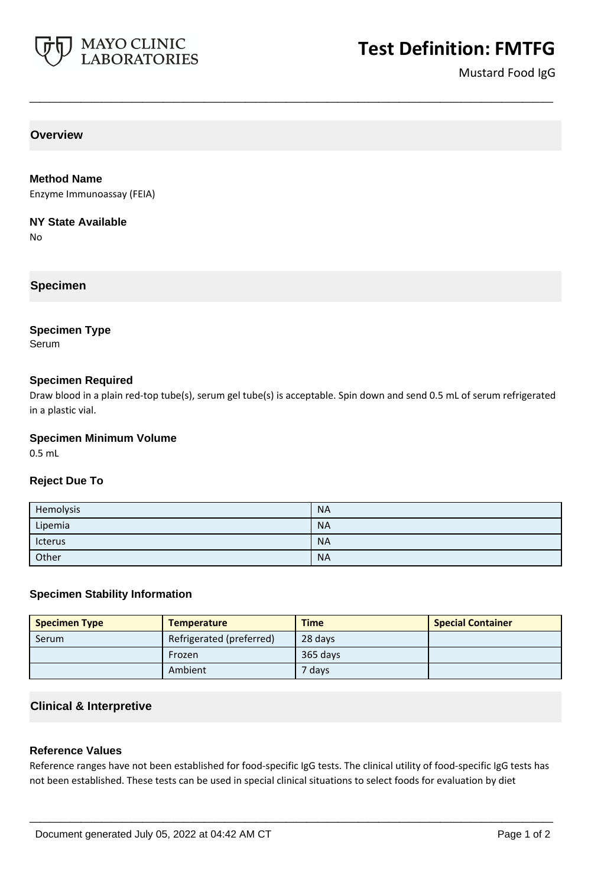# Test Definition: FMTFG

Mustard Food IgG

## Overview

### Method Name

Enzyme Immunoassay (FEIA)

### NY State Available

No

## Specimen

### Specimen Type

Serum

### Specimen Required

Draw blood in a plain red-top tube(s), serum gel tube(s) is acceptable. Spin down and send 0.5 mL of serum refrigerated in a plastic vial.

### Specimen Minimum Volume

0.5 mL

### Reject Due To

| | |
|---|---|
| Hemolysis | NA |
| Lipemia | NA |
| Icterus | NA |
| Other | NA |

### Specimen Stability Information

| Specimen Type | Temperature | Time | Special Container |
|---|---|---|---|
| Serum | Refrigerated (preferred) | 28 days | |
| | Frozen | 365 days | |
| | Ambient | 7 days | |

## Clinical & Interpretive

### Reference Values

Reference ranges have not been established for food-specific IgG tests. The clinical utility of food-specific IgG tests has not been established. These tests can be used in special clinical situations to select foods for evaluation by diet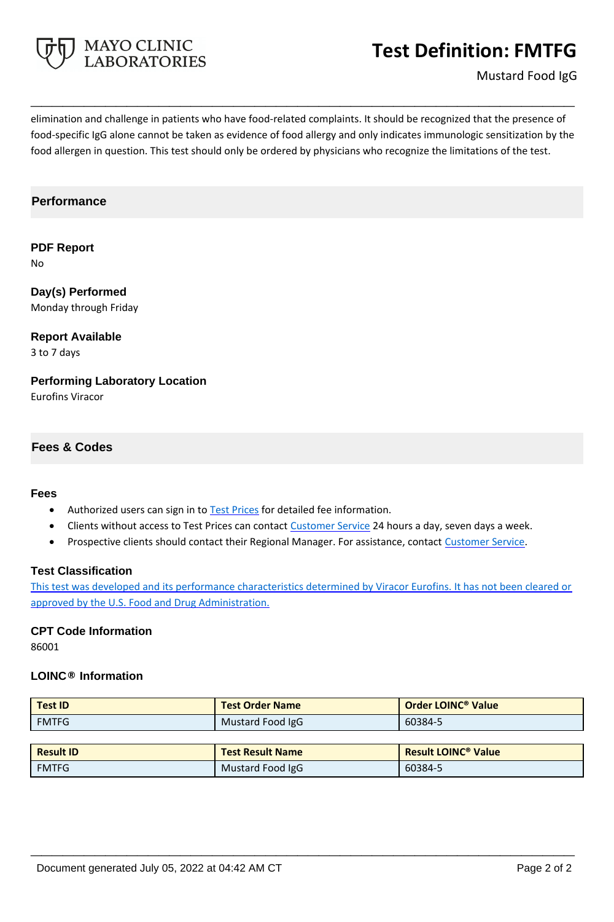elimination and challenge in patients who have food-related complaints. It should be recognized that the presence of food-specific IgG alone cannot be taken as evidence of food allergy and only indicates immunologic sensitization by the food allergen in question. This test should only be ordered by physicians who recognize the limitations of the test.

## Performance

### PDF Report
No

### Day(s) Performed
Monday through Friday

### Report Available
3 to 7 days

### Performing Laboratory Location
Eurofins Viracor

## Fees & Codes

### Fees
- Authorized users can sign in to Test Prices for detailed fee information.
- Clients without access to Test Prices can contact Customer Service 24 hours a day, seven days a week.
- Prospective clients should contact their Regional Manager. For assistance, contact Customer Service.

### Test Classification
This test was developed and its performance characteristics determined by Viracor Eurofins. It has not been cleared or approved by the U.S. Food and Drug Administration.

### CPT Code Information
86001

### LOINC® Information

| Test ID | Test Order Name | Order LOINC® Value |
| --- | --- | --- |
| FMTFG | Mustard Food IgG | 60384-5 |

| Result ID | Test Result Name | Result LOINC® Value |
| --- | --- | --- |
| FMTFG | Mustard Food IgG | 60384-5 |